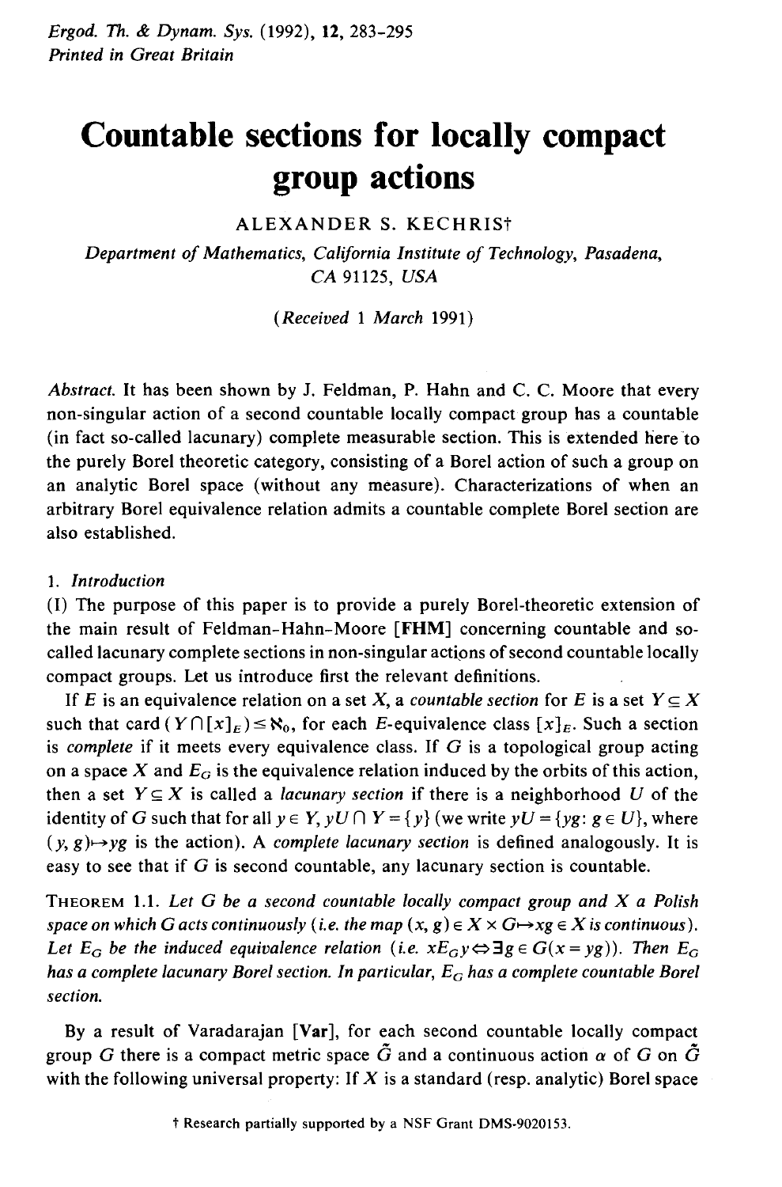# Countable sections for locally compact group actions

ALEXANDER S. KECHRIS†

*Department of Mathematics, California Institute of Technology, Pasadena, CA 91125, USA*

*(Received 1 March 1991)*

*Abstract.* It has been shown by J. Feldman, P. Hahn and C. C. Moore that every non-singular action of a second countable locally compact group has a countable (in fact so-called lacunary) complete measurable section. This is extended here to the purely Borel theoretic category, consisting of a Borel action of such a group on an analytic Borel space (without any measure). Characterizations of when an arbitrary Borel equivalence relation admits a countable complete Borel section are also established.

## 1. *Introduction*

(I) The purpose of this paper is to provide a purely Borel-theoretic extension of the main result of Feldman-Hahn-Moore **[FHM]** concerning countable and so-called lacunary complete sections in non-singular actions of second countable locally compact groups. Let us introduce first the relevant definitions.

If $E$ is an equivalence relation on a set $X$, a *countable section* for $E$ is a set $Y \subseteq X$ such that $\text{card}(Y \cap [x]_E) \leq \aleph_0$, for each $E$-equivalence class $[x]_E$. Such a section is *complete* if it meets every equivalence class. If $G$ is a topological group acting on a space $X$ and $E_G$ is the equivalence relation induced by the orbits of this action, then a set $Y \subseteq X$ is called a *lacunary section* if there is a neighborhood $U$ of the identity of $G$ such that for all $y \in Y$, $yU \cap Y = \{y\}$ (we write $yU = \{yg: g \in U\}$, where $(y, g) \mapsto yg$ is the action). A *complete lacunary section* is defined analogously. It is easy to see that if $G$ is second countable, any lacunary section is countable.

THEOREM 1.1. *Let $G$ be a second countable locally compact group and $X$ a Polish space on which $G$ acts continuously (i.e. the map $(x, g) \in X \times G \mapsto xg \in X$ is continuous). Let $E_G$ be the induced equivalence relation (i.e. $xE_G y \Leftrightarrow \exists g \in G(x = yg)$). Then $E_G$ has a complete lacunary Borel section. In particular, $E_G$ has a complete countable Borel section.*

By a result of Varadarajan **[Var]**, for each second countable locally compact group $G$ there is a compact metric space $\tilde{G}$ and a continuous action $\alpha$ of $G$ on $\tilde{G}$ with the following universal property: If $X$ is a standard (resp. analytic) Borel space

† Research partially supported by a NSF Grant DMS-9020153.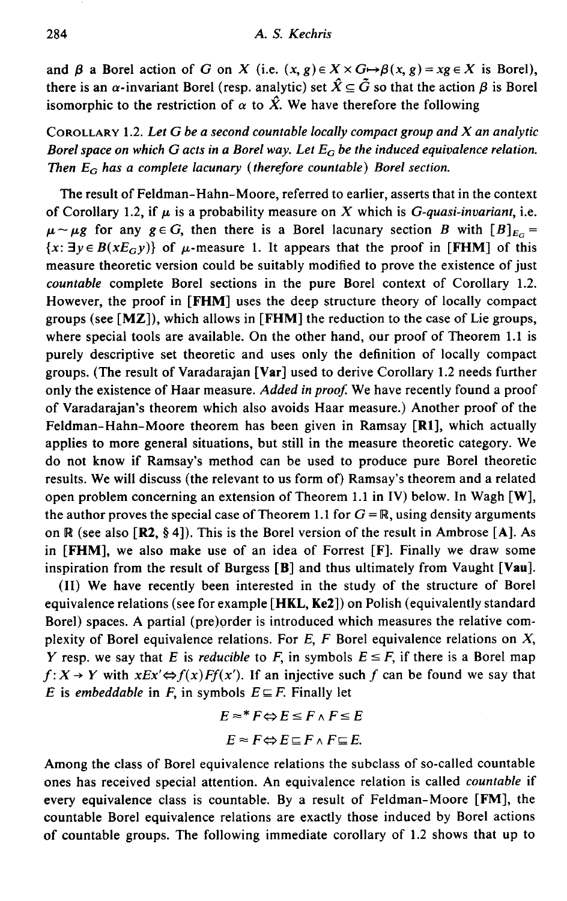and $\beta$ a Borel action of $G$ on $X$ (i.e. $(x, g) \in X \times G \mapsto \beta(x, g) = xg \in X$ is Borel), there is an $\alpha$-invariant Borel (resp. analytic) set $\hat{X} \subseteq \tilde{G}$ so that the action $\beta$ is Borel isomorphic to the restriction of $\alpha$ to $\hat{X}$. We have therefore the following

COROLLARY 1.2. *Let $G$ be a second countable locally compact group and $X$ an analytic Borel space on which $G$ acts in a Borel way. Let $E_G$ be the induced equivalence relation. Then $E_G$ has a complete lacunary (therefore countable) Borel section.*

The result of Feldman-Hahn-Moore, referred to earlier, asserts that in the context of Corollary 1.2, if $\mu$ is a probability measure on $X$ which is *G-quasi-invariant*, i.e. $\mu \sim \mu g$ for any $g \in G$, then there is a Borel lacunary section $B$ with $[B]_{E_G} = \{x : \exists y \in B(xE_G y)\}$ of $\mu$-measure 1. It appears that the proof in **[FHM]** of this measure theoretic version could be suitably modified to prove the existence of just *countable* complete Borel sections in the pure Borel context of Corollary 1.2. However, the proof in **[FHM]** uses the deep structure theory of locally compact groups (see **[MZ]**), which allows in **[FHM]** the reduction to the case of Lie groups, where special tools are available. On the other hand, our proof of Theorem 1.1 is purely descriptive set theoretic and uses only the definition of locally compact groups. (The result of Varadarajan **[Var]** used to derive Corollary 1.2 needs further only the existence of Haar measure. *Added in proof.* We have recently found a proof of Varadarajan's theorem which also avoids Haar measure.) Another proof of the Feldman-Hahn-Moore theorem has been given in Ramsay **[R1]**, which actually applies to more general situations, but still in the measure theoretic category. We do not know if Ramsay's method can be used to produce pure Borel theoretic results. We will discuss (the relevant to us form of) Ramsay's theorem and a related open problem concerning an extension of Theorem 1.1 in IV) below. In Wagh **[W]**, the author proves the special case of Theorem 1.1 for $G = \mathbb{R}$, using density arguments on $\mathbb{R}$ (see also **[R2**, § 4**]**). This is the Borel version of the result in Ambrose **[A]**. As in **[FHM]**, we also make use of an idea of Forrest **[F]**. Finally we draw some inspiration from the result of Burgess **[B]** and thus ultimately from Vaught **[Vau]**.

(II) We have recently been interested in the study of the structure of Borel equivalence relations (see for example **[HKL, Ke2]**) on Polish (equivalently standard Borel) spaces. A partial (pre)order is introduced which measures the relative complexity of Borel equivalence relations. For $E$, $F$ Borel equivalence relations on $X$, $Y$ resp. we say that $E$ is *reducible* to $F$, in symbols $E \leq F$, if there is a Borel map $f : X \to Y$ with $xEx' \Leftrightarrow f(x)Ff(x')$. If an injective such $f$ can be found we say that $E$ is *embeddable* in $F$, in symbols $E \sqsubseteq F$. Finally let

$$E \approx^* F \Leftrightarrow E \leq F \wedge F \leq E$$

$$E \approx F \Leftrightarrow E \sqsubseteq F \wedge F \sqsubseteq E.$$

Among the class of Borel equivalence relations the subclass of so-called countable ones has received special attention. An equivalence relation is called *countable* if every equivalence class is countable. By a result of Feldman-Moore **[FM]**, the countable Borel equivalence relations are exactly those induced by Borel actions of countable groups. The following immediate corollary of 1.2 shows that up to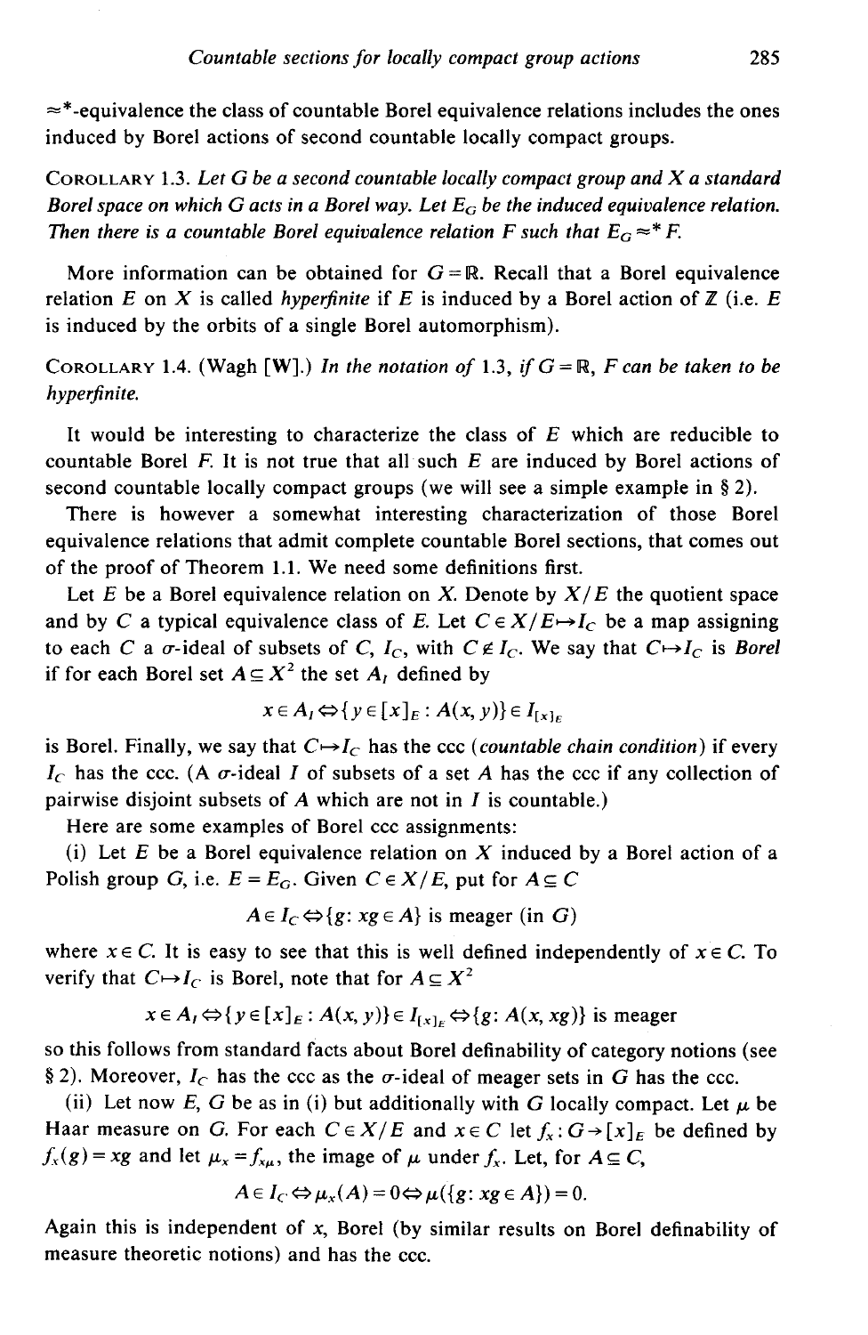$\approx^*$-equivalence the class of countable Borel equivalence relations includes the ones induced by Borel actions of second countable locally compact groups.

COROLLARY 1.3. *Let $G$ be a second countable locally compact group and $X$ a standard Borel space on which $G$ acts in a Borel way. Let $E_G$ be the induced equivalence relation. Then there is a countable Borel equivalence relation $F$ such that $E_G \approx^* F$.*

More information can be obtained for $G = \mathbb{R}$. Recall that a Borel equivalence relation $E$ on $X$ is called *hyperfinite* if $E$ is induced by a Borel action of $\mathbb{Z}$ (i.e. $E$ is induced by the orbits of a single Borel automorphism).

COROLLARY 1.4. (Wagh [W].) *In the notation of 1.3, if $G = \mathbb{R}$, $F$ can be taken to be hyperfinite.*

It would be interesting to characterize the class of $E$ which are reducible to countable Borel $F$. It is not true that all such $E$ are induced by Borel actions of second countable locally compact groups (we will see a simple example in § 2).

There is however a somewhat interesting characterization of those Borel equivalence relations that admit complete countable Borel sections, that comes out of the proof of Theorem 1.1. We need some definitions first.

Let $E$ be a Borel equivalence relation on $X$. Denote by $X/E$ the quotient space and by $C$ a typical equivalence class of $E$. Let $C \in X/E \mapsto I_C$ be a map assigning to each $C$ a $\sigma$-ideal of subsets of $C$, $I_C$, with $C \notin I_C$. We say that $C \mapsto I_C$ is *Borel* if for each Borel set $A \subseteq X^2$ the set $A_I$ defined by

$$x \in A_I \Leftrightarrow \{y \in [x]_E : A(x, y)\} \in I_{[x]_E}$$

is Borel. Finally, we say that $C \mapsto I_C$ has the ccc (*countable chain condition*) if every $I_C$ has the ccc. (A $\sigma$-ideal $I$ of subsets of a set $A$ has the ccc if any collection of pairwise disjoint subsets of $A$ which are not in $I$ is countable.)

Here are some examples of Borel ccc assignments:

(i) Let $E$ be a Borel equivalence relation on $X$ induced by a Borel action of a Polish group $G$, i.e. $E = E_G$. Given $C \in X/E$, put for $A \subseteq C$

$$A \in I_C \Leftrightarrow \{g : xg \in A\} \text{ is meager (in } G)$$

where $x \in C$. It is easy to see that this is well defined independently of $x \in C$. To verify that $C \mapsto I_C$ is Borel, note that for $A \subseteq X^2$

$$x \in A_I \Leftrightarrow \{y \in [x]_E : A(x, y)\} \in I_{[x]_E} \Leftrightarrow \{g : A(x, xg)\} \text{ is meager}$$

so this follows from standard facts about Borel definability of category notions (see § 2). Moreover, $I_C$ has the ccc as the $\sigma$-ideal of meager sets in $G$ has the ccc.

(ii) Let now $E$, $G$ be as in (i) but additionally with $G$ locally compact. Let $\mu$ be Haar measure on $G$. For each $C \in X/E$ and $x \in C$ let $f_x : G \to [x]_E$ be defined by $f_x(g) = xg$ and let $\mu_x = f_{x}\mu$, the image of $\mu$ under $f_x$. Let, for $A \subseteq C$,

$$A \in I_C \Leftrightarrow \mu_x(A) = 0 \Leftrightarrow \mu(\{g : xg \in A\}) = 0.$$

Again this is independent of $x$, Borel (by similar results on Borel definability of measure theoretic notions) and has the ccc.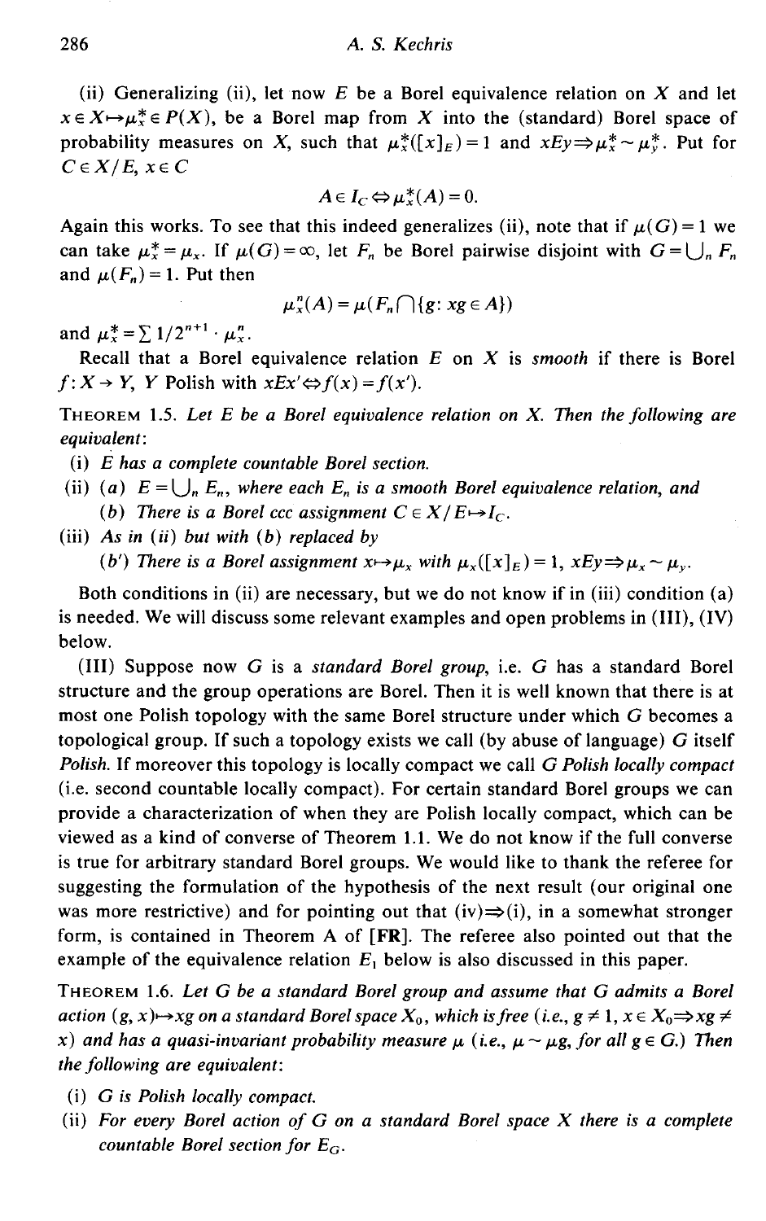(ii) Generalizing (ii), let now $E$ be a Borel equivalence relation on $X$ and let $x \in X \mapsto \mu_x^* \in P(X)$, be a Borel map from $X$ into the (standard) Borel space of probability measures on $X$, such that $\mu_x^*([x]_E) = 1$ and $xEy \Rightarrow \mu_x^* \sim \mu_y^*$. Put for $C \in X/E$, $x \in C$

$$A \in I_C \Leftrightarrow \mu_x^*(A) = 0.$$

Again this works. To see that this indeed generalizes (ii), note that if $\mu(G) = 1$ we can take $\mu_x^* = \mu_x$. If $\mu(G) = \infty$, let $F_n$ be Borel pairwise disjoint with $G = \bigcup_n F_n$ and $\mu(F_n) = 1$. Put then

$$\mu_x^n(A) = \mu(F_n \cap \{g: xg \in A\})$$

and $\mu_x^* = \sum 1/2^{n+1} \cdot \mu_x^n$.

Recall that a Borel equivalence relation $E$ on $X$ is *smooth* if there is Borel $f: X \to Y$, $Y$ Polish with $xEx' \Leftrightarrow f(x) = f(x')$.

THEOREM 1.5. *Let $E$ be a Borel equivalence relation on $X$. Then the following are equivalent*:

(i) *$E$ has a complete countable Borel section.*

(ii) (*a*) *$E = \bigcup_n E_n$, where each $E_n$ is a smooth Borel equivalence relation, and*
  (*b*) *There is a Borel ccc assignment $C \in X/E \mapsto I_C$.*

(iii) *As in* (*ii*) *but with* (*b*) *replaced by*
  (*b'*) *There is a Borel assignment $x \mapsto \mu_x$ with $\mu_x([x]_E) = 1$, $xEy \Rightarrow \mu_x \sim \mu_y$.*

Both conditions in (ii) are necessary, but we do not know if in (iii) condition (a) is needed. We will discuss some relevant examples and open problems in (III), (IV) below.

(III) Suppose now $G$ is a *standard Borel group*, i.e. $G$ has a standard Borel structure and the group operations are Borel. Then it is well known that there is at most one Polish topology with the same Borel structure under which $G$ becomes a topological group. If such a topology exists we call (by abuse of language) $G$ itself *Polish*. If moreover this topology is locally compact we call *G Polish locally compact* (i.e. second countable locally compact). For certain standard Borel groups we can provide a characterization of when they are Polish locally compact, which can be viewed as a kind of converse of Theorem 1.1. We do not know if the full converse is true for arbitrary standard Borel groups. We would like to thank the referee for suggesting the formulation of the hypothesis of the next result (our original one was more restrictive) and for pointing out that (iv)$\Rightarrow$(i), in a somewhat stronger form, is contained in Theorem A of **[FR]**. The referee also pointed out that the example of the equivalence relation $E_1$ below is also discussed in this paper.

THEOREM 1.6. *Let $G$ be a standard Borel group and assume that $G$ admits a Borel action $(g, x) \mapsto xg$ on a standard Borel space $X_0$, which is free (i.e., $g \neq 1$, $x \in X_0 \Rightarrow xg \neq x$) and has a quasi-invariant probability measure $\mu$ (i.e., $\mu \sim \mu g$, for all $g \in G$.) Then the following are equivalent*:

(i) *$G$ is Polish locally compact.*

(ii) *For every Borel action of $G$ on a standard Borel space $X$ there is a complete countable Borel section for $E_G$.*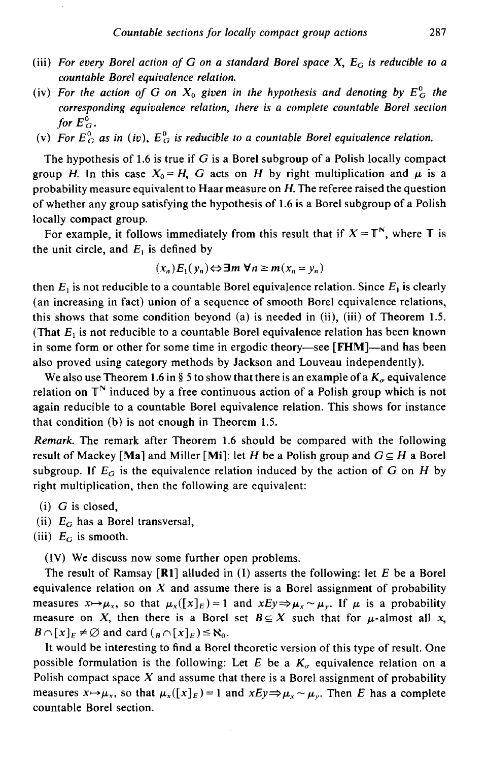(iii) *For every Borel action of $G$ on a standard Borel space $X$, $E_G$ is reducible to a countable Borel equivalence relation.*

(iv) *For the action of $G$ on $X_0$ given in the hypothesis and denoting by $E^0_G$ the corresponding equivalence relation, there is a complete countable Borel section for $E^0_G$.*

(v) *For $E^0_G$ as in (iv), $E^0_G$ is reducible to a countable Borel equivalence relation.*

The hypothesis of 1.6 is true if $G$ is a Borel subgroup of a Polish locally compact group $H$. In this case $X_0 = H$, $G$ acts on $H$ by right multiplication and $\mu$ is a probability measure equivalent to Haar measure on $H$. The referee raised the question of whether any group satisfying the hypothesis of 1.6 is a Borel subgroup of a Polish locally compact group.

For example, it follows immediately from this result that if $X = \mathbb{T}^{\mathbb{N}}$, where $\mathbb{T}$ is the unit circle, and $E_1$ is defined by

$$(x_n) E_1 (y_n) \Leftrightarrow \exists m \, \forall n \geq m (x_n = y_n)$$

then $E_1$ is not reducible to a countable Borel equivalence relation. Since $E_1$ is clearly (an increasing in fact) union of a sequence of smooth Borel equivalence relations, this shows that some condition beyond (a) is needed in (ii), (iii) of Theorem 1.5. (That $E_1$ is not reducible to a countable Borel equivalence relation has been known in some form or other for some time in ergodic theory—see **[FHM]**—and has been also proved using category methods by Jackson and Louveau independently).

We also use Theorem 1.6 in § 5 to show that there is an example of a $K_\sigma$ equivalence relation on $\mathbb{T}^{\mathbb{N}}$ induced by a free continuous action of a Polish group which is not again reducible to a countable Borel equivalence relation. This shows for instance that condition (b) is not enough in Theorem 1.5.

*Remark.* The remark after Theorem 1.6 should be compared with the following result of Mackey **[Ma]** and Miller **[Mi]**: let $H$ be a Polish group and $G \subseteq H$ a Borel subgroup. If $E_G$ is the equivalence relation induced by the action of $G$ on $H$ by right multiplication, then the following are equivalent:

(i) $G$ is closed,

(ii) $E_G$ has a Borel transversal,

(iii) $E_G$ is smooth.

(IV) We discuss now some further open problems.

The result of Ramsay **[R1]** alluded in (I) asserts the following: let $E$ be a Borel equivalence relation on $X$ and assume there is a Borel assignment of probability measures $x \mapsto \mu_x$, so that $\mu_x([x]_E) = 1$ and $xEy \Rightarrow \mu_x \sim \mu_y$. If $\mu$ is a probability measure on $X$, then there is a Borel set $B \subseteq X$ such that for $\mu$-almost all $x$, $B \cap [x]_E \neq \emptyset$ and $\operatorname{card}(B \cap [x]_E) \leq \aleph_0$.

It would be interesting to find a Borel theoretic version of this type of result. One possible formulation is the following: Let $E$ be a $K_\sigma$ equivalence relation on a Polish compact space $X$ and assume that there is a Borel assignment of probability measures $x \mapsto \mu_x$, so that $\mu_x([x]_E) = 1$ and $xEy \Rightarrow \mu_x \sim \mu_y$. Then $E$ has a complete countable Borel section.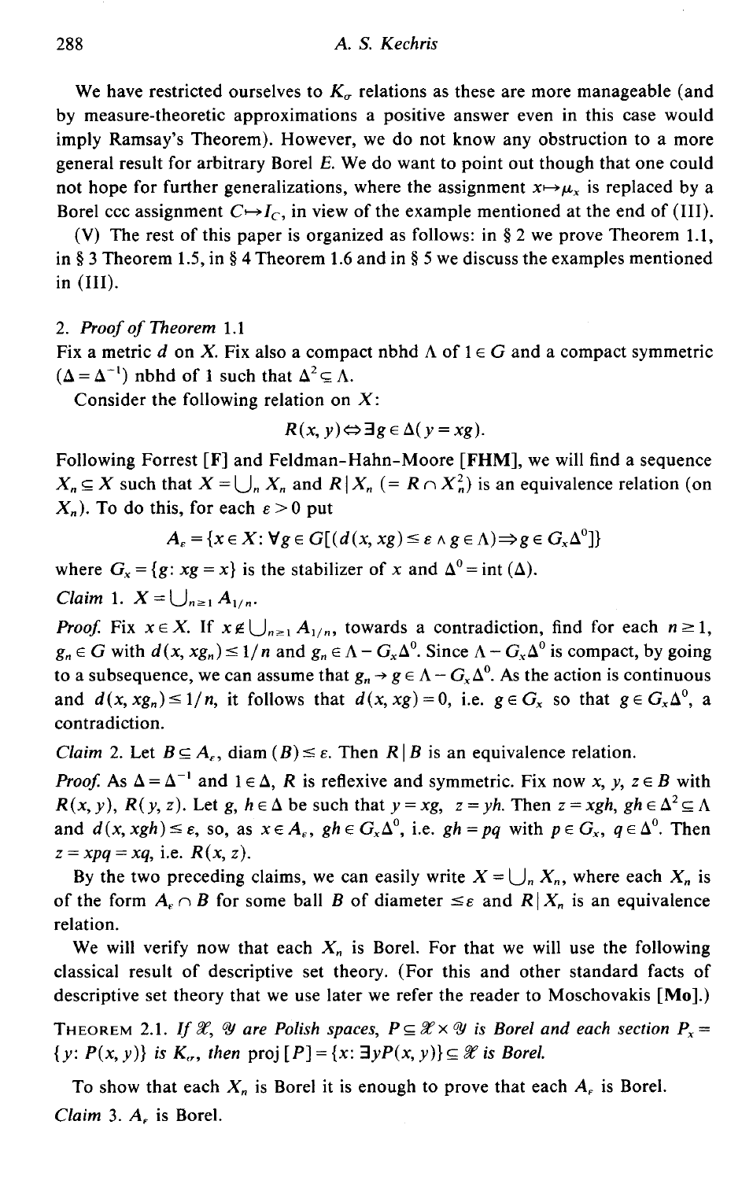We have restricted ourselves to $K_\sigma$ relations as these are more manageable (and by measure-theoretic approximations a positive answer even in this case would imply Ramsay's Theorem). However, we do not know any obstruction to a more general result for arbitrary Borel $E$. We do want to point out though that one could not hope for further generalizations, where the assignment $x \mapsto \mu_x$ is replaced by a Borel ccc assignment $C \mapsto I_C$, in view of the example mentioned at the end of (III).

(V) The rest of this paper is organized as follows: in § 2 we prove Theorem 1.1, in § 3 Theorem 1.5, in § 4 Theorem 1.6 and in § 5 we discuss the examples mentioned in (III).

## 2. *Proof of Theorem* 1.1

Fix a metric $d$ on $X$. Fix also a compact nbhd $\Lambda$ of $1 \in G$ and a compact symmetric ($\Delta = \Delta^{-1}$) nbhd of 1 such that $\Delta^2 \subseteq \Lambda$.

Consider the following relation on $X$:

$$R(x, y) \Leftrightarrow \exists g \in \Delta (y = xg).$$

Following Forrest [F] and Feldman-Hahn-Moore [FHM], we will find a sequence $X_n \subseteq X$ such that $X = \bigcup_n X_n$ and $R | X_n$ ($= R \cap X_n^2$) is an equivalence relation (on $X_n$). To do this, for each $\varepsilon > 0$ put

$$A_\varepsilon = \{x \in X: \forall g \in G[(d(x, xg) \leq \varepsilon \wedge g \in \Lambda) \Rightarrow g \in G_x \Delta^0]\}$$

where $G_x = \{g: xg = x\}$ is the stabilizer of $x$ and $\Delta^0 = \text{int}(\Delta)$.

*Claim* 1. $X = \bigcup_{n \geq 1} A_{1/n}$.

*Proof.* Fix $x \in X$. If $x \notin \bigcup_{n \geq 1} A_{1/n}$, towards a contradiction, find for each $n \geq 1$, $g_n \in G$ with $d(x, xg_n) \leq 1/n$ and $g_n \in \Lambda - G_x \Delta^0$. Since $\Lambda - G_x \Delta^0$ is compact, by going to a subsequence, we can assume that $g_n \to g \in \Lambda - G_x \Delta^0$. As the action is continuous and $d(x, xg_n) \leq 1/n$, it follows that $d(x, xg) = 0$, i.e. $g \in G_x$ so that $g \in G_x \Delta^0$, a contradiction.

*Claim* 2. Let $B \subseteq A_\varepsilon$, $\text{diam}(B) \leq \varepsilon$. Then $R | B$ is an equivalence relation.

*Proof.* As $\Delta = \Delta^{-1}$ and $1 \in \Delta$, $R$ is reflexive and symmetric. Fix now $x, y, z \in B$ with $R(x, y)$, $R(y, z)$. Let $g, h \in \Delta$ be such that $y = xg$, $z = yh$. Then $z = xgh$, $gh \in \Delta^2 \subseteq \Lambda$ and $d(x, xgh) \leq \varepsilon$, so, as $x \in A_\varepsilon$, $gh \in G_x \Delta^0$, i.e. $gh = pq$ with $p \in G_x$, $q \in \Delta^0$. Then $z = xpq = xq$, i.e. $R(x, z)$.

By the two preceding claims, we can easily write $X = \bigcup_n X_n$, where each $X_n$ is of the form $A_\varepsilon \cap B$ for some ball $B$ of diameter $\leq \varepsilon$ and $R | X_n$ is an equivalence relation.

We will verify now that each $X_n$ is Borel. For that we will use the following classical result of descriptive set theory. (For this and other standard facts of descriptive set theory that we use later we refer the reader to Moschovakis [**Mo**].)

THEOREM 2.1. *If $\mathscr{X}$, $\mathscr{Y}$ are Polish spaces, $P \subseteq \mathscr{X} \times \mathscr{Y}$ is Borel and each section $P_x = \{y: P(x, y)\}$ is $K_\sigma$, then* $\text{proj}[P] = \{x: \exists y P(x, y)\} \subseteq \mathscr{X}$ *is Borel.*

To show that each $X_n$ is Borel it is enough to prove that each $A_\varepsilon$ is Borel.

*Claim* 3. $A_\varepsilon$ is Borel.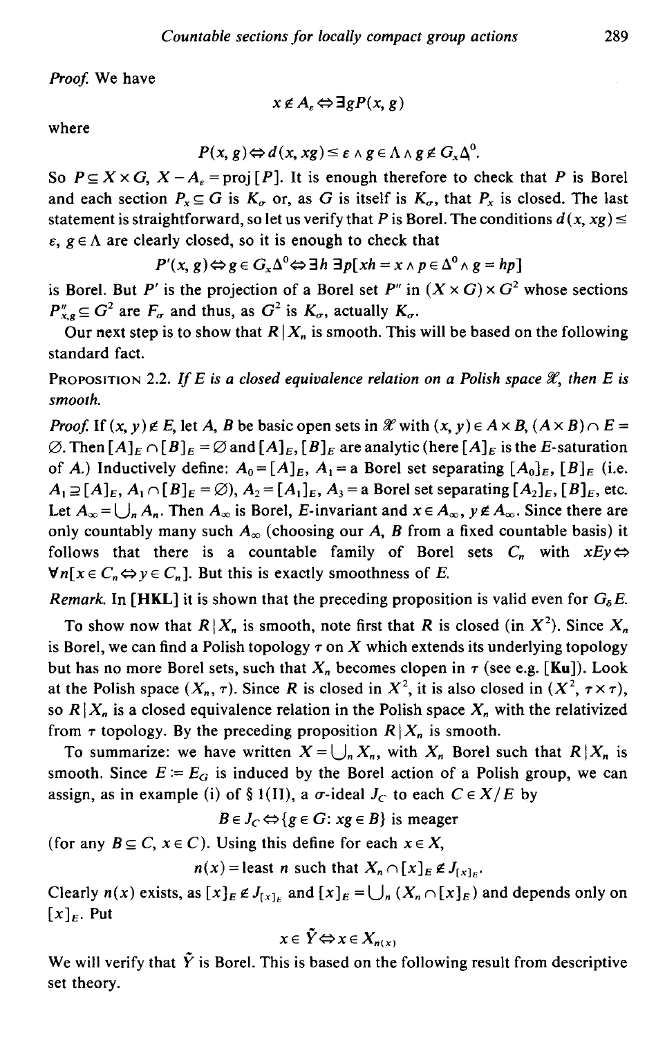*Proof.* We have

$$x \notin A_\varepsilon \Leftrightarrow \exists g P(x, g)$$

where

$$P(x, g) \Leftrightarrow d(x, xg) \leq \varepsilon \wedge g \in \Lambda \wedge g \notin G_x \Delta^0.$$

So $P \subseteq X \times G$, $X - A_\varepsilon = \text{proj}\,[P]$. It is enough therefore to check that $P$ is Borel and each section $P_x \subseteq G$ is $K_\sigma$ or, as $G$ is itself is $K_\sigma$, that $P_x$ is closed. The last statement is straightforward, so let us verify that $P$ is Borel. The conditions $d(x, xg) \leq \varepsilon$, $g \in \Lambda$ are clearly closed, so it is enough to check that

$$P'(x, g) \Leftrightarrow g \in G_x \Delta^0 \Leftrightarrow \exists h\ \exists p[xh = x \wedge p \in \Delta^0 \wedge g = hp]$$

is Borel. But $P'$ is the projection of a Borel set $P''$ in $(X \times G) \times G^2$ whose sections $P''_{x,g} \subseteq G^2$ are $F_\sigma$ and thus, as $G^2$ is $K_\sigma$, actually $K_\sigma$.

Our next step is to show that $R \mid X_n$ is smooth. This will be based on the following standard fact.

**Proposition** 2.2. *If $E$ is a closed equivalence relation on a Polish space $\mathscr{X}$, then $E$ is smooth.*

*Proof.* If $(x, y) \notin E$, let $A$, $B$ be basic open sets in $\mathscr{X}$ with $(x, y) \in A \times B$, $(A \times B) \cap E = \varnothing$. Then $[A]_E \cap [B]_E = \varnothing$ and $[A]_E$, $[B]_E$ are analytic (here $[A]_E$ is the $E$-saturation of $A$.) Inductively define: $A_0 = [A]_E$, $A_1 =$ a Borel set separating $[A_0]_E$, $[B]_E$ (i.e. $A_1 \supseteq [A]_E$, $A_1 \cap [B]_E = \varnothing$), $A_2 = [A_1]_E$, $A_3 =$ a Borel set separating $[A_2]_E$, $[B]_E$, etc. Let $A_\infty = \bigcup_n A_n$. Then $A_\infty$ is Borel, $E$-invariant and $x \in A_\infty$, $y \notin A_\infty$. Since there are only countably many such $A_\infty$ (choosing our $A$, $B$ from a fixed countable basis) it follows that there is a countable family of Borel sets $C_n$ with $xEy \Leftrightarrow \forall n[x \in C_n \Leftrightarrow y \in C_n]$. But this is exactly smoothness of $E$.

*Remark.* In **[HKL]** it is shown that the preceding proposition is valid even for $G_\delta E$.

To show now that $R \mid X_n$ is smooth, note first that $R$ is closed (in $X^2$). Since $X_n$ is Borel, we can find a Polish topology $\tau$ on $X$ which extends its underlying topology but has no more Borel sets, such that $X_n$ becomes clopen in $\tau$ (see e.g. **[Ku]**). Look at the Polish space $(X_n, \tau)$. Since $R$ is closed in $X^2$, it is also closed in $(X^2, \tau \times \tau)$, so $R \mid X_n$ is a closed equivalence relation in the Polish space $X_n$ with the relativized from $\tau$ topology. By the preceding proposition $R \mid X_n$ is smooth.

To summarize: we have written $X = \bigcup_n X_n$, with $X_n$ Borel such that $R \mid X_n$ is smooth. Since $E := E_G$ is induced by the Borel action of a Polish group, we can assign, as in example (i) of § 1(II), a $\sigma$-ideal $J_C$ to each $C \in X/E$ by

$$B \in J_C \Leftrightarrow \{g \in G \colon xg \in B\} \text{ is meager}$$

(for any $B \subseteq C$, $x \in C$). Using this define for each $x \in X$,

$$n(x) = \text{least } n \text{ such that } X_n \cap [x]_E \notin J_{[x]_E}.$$

Clearly $n(x)$ exists, as $[x]_E \notin J_{[x]_E}$ and $[x]_E = \bigcup_n (X_n \cap [x]_E)$ and depends only on $[x]_E$. Put

$$x \in \tilde{Y} \Leftrightarrow x \in X_{n(x)}$$

We will verify that $\tilde{Y}$ is Borel. This is based on the following result from descriptive set theory.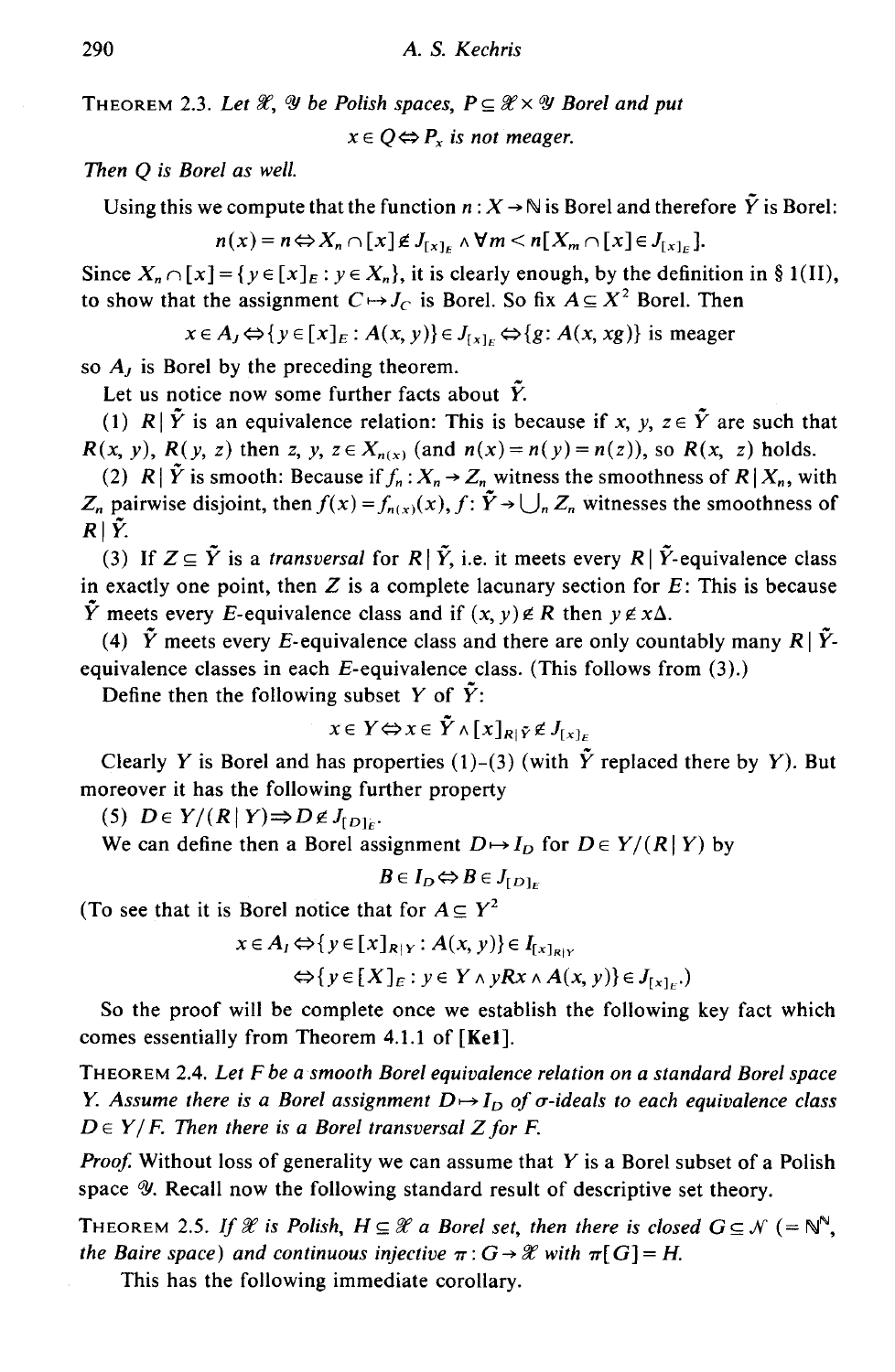**Theorem 2.3.** *Let $\mathscr{X}$, $\mathscr{Y}$ be Polish spaces, $P \subseteq \mathscr{X} \times \mathscr{Y}$ Borel and put*

$$x \in Q \Leftrightarrow P_x \text{ is not meager.}$$

*Then $Q$ is Borel as well.*

Using this we compute that the function $n : X \to \mathbb{N}$ is Borel and therefore $\tilde{Y}$ is Borel:

$$n(x) = n \Leftrightarrow X_n \cap [x] \notin J_{[x]_E} \wedge \forall m < n[X_m \cap [x] \in J_{[x]_E}].$$

Since $X_n \cap [x] = \{y \in [x]_E : y \in X_n\}$, it is clearly enough, by the definition in § 1(II), to show that the assignment $C \mapsto J_C$ is Borel. So fix $A \subseteq X^2$ Borel. Then

$$x \in A_J \Leftrightarrow \{y \in [x]_E : A(x, y)\} \in J_{[x]_E} \Leftrightarrow \{g : A(x, xg)\} \text{ is meager}$$

so $A_J$ is Borel by the preceding theorem.

Let us notice now some further facts about $\tilde{Y}$.

(1) $R \mid \tilde{Y}$ is an equivalence relation: This is because if $x, y, z \in \tilde{Y}$ are such that $R(x, y)$, $R(y, z)$ then $z, y, z \in X_{n(x)}$ (and $n(x) = n(y) = n(z)$), so $R(x, z)$ holds.

(2) $R \mid \tilde{Y}$ is smooth: Because if $f_n : X_n \to Z_n$ witness the smoothness of $R \mid X_n$, with $Z_n$ pairwise disjoint, then $f(x) = f_{n(x)}(x)$, $f : \tilde{Y} \to \bigcup_n Z_n$ witnesses the smoothness of $R \mid \tilde{Y}$.

(3) If $Z \subseteq \tilde{Y}$ is a *transversal* for $R \mid \tilde{Y}$, i.e. it meets every $R \mid \tilde{Y}$-equivalence class in exactly one point, then $Z$ is a complete lacunary section for $E$: This is because $\tilde{Y}$ meets every $E$-equivalence class and if $(x, y) \notin R$ then $y \notin x\Delta$.

(4) $\tilde{Y}$ meets every $E$-equivalence class and there are only countably many $R \mid \tilde{Y}$-equivalence classes in each $E$-equivalence class. (This follows from (3).)

Define then the following subset $Y$ of $\tilde{Y}$:

$$x \in Y \Leftrightarrow x \in \tilde{Y} \wedge [x]_{R \mid \tilde{Y}} \notin J_{[x]_E}$$

Clearly $Y$ is Borel and has properties (1)–(3) (with $\tilde{Y}$ replaced there by $Y$). But moreover it has the following further property

(5) $D \in Y/(R \mid Y) \Rightarrow D \notin J_{[D]_E}$.

We can define then a Borel assignment $D \mapsto I_D$ for $D \in Y/(R \mid Y)$ by

$$B \in I_D \Leftrightarrow B \in J_{[D]_E}$$

(To see that it is Borel notice that for $A \subseteq Y^2$

$$x \in A_I \Leftrightarrow \{y \in [x]_{R \mid Y} : A(x, y)\} \in I_{[x]_{R \mid Y}}$$

$$\Leftrightarrow \{y \in [X]_E : y \in Y \wedge yRx \wedge A(x, y)\} \in J_{[x]_E}.)$$

So the proof will be complete once we establish the following key fact which comes essentially from Theorem 4.1.1 of **[Ke1]**.

**Theorem 2.4.** *Let $F$ be a smooth Borel equivalence relation on a standard Borel space $Y$. Assume there is a Borel assignment $D \mapsto I_D$ of $\sigma$-ideals to each equivalence class $D \in Y/F$. Then there is a Borel transversal $Z$ for $F$.*

*Proof.* Without loss of generality we can assume that $Y$ is a Borel subset of a Polish space $\mathscr{Y}$. Recall now the following standard result of descriptive set theory.

**Theorem 2.5.** *If $\mathscr{X}$ is Polish, $H \subseteq \mathscr{X}$ a Borel set, then there is closed $G \subseteq \mathcal{N}$ ($= \mathbb{N}^{\mathbb{N}}$, the Baire space) and continuous injective $\pi : G \to \mathscr{X}$ with $\pi[G] = H$.*

This has the following immediate corollary.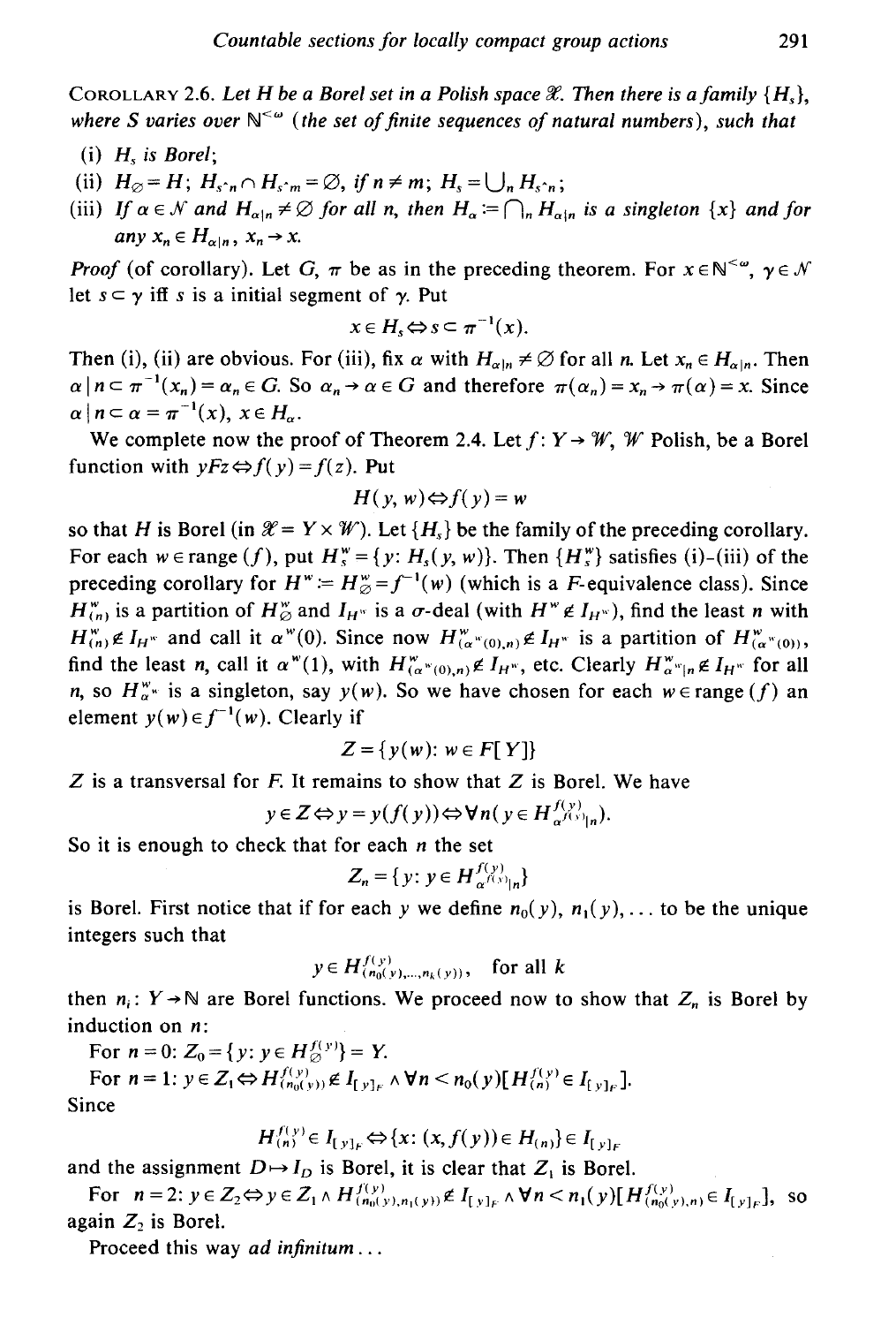COROLLARY 2.6. *Let $H$ be a Borel set in a Polish space $\mathscr{X}$. Then there is a family $\{H_s\}$, where $S$ varies over $\mathbb{N}^{<\omega}$ (the set of finite sequences of natural numbers), such that*

(i) *$H_s$ is Borel;*

(ii) *$H_\emptyset = H$; $H_{s^\frown n} \cap H_{s^\frown m} = \emptyset$, if $n \neq m$; $H_s = \bigcup_n H_{s^\frown n}$;*

(iii) *If $\alpha \in \mathcal{N}$ and $H_{\alpha|n} \neq \emptyset$ for all $n$, then $H_\alpha := \bigcap_n H_{\alpha|n}$ is a singleton $\{x\}$ and for any $x_n \in H_{\alpha|n}$, $x_n \to x$.*

*Proof* (of corollary). Let $G$, $\pi$ be as in the preceding theorem. For $x \in \mathbb{N}^{<\omega}$, $\gamma \in \mathcal{N}$ let $s \subset \gamma$ iff $s$ is a initial segment of $\gamma$. Put

$$x \in H_s \Leftrightarrow s \subset \pi^{-1}(x).$$

Then (i), (ii) are obvious. For (iii), fix $\alpha$ with $H_{\alpha|n} \neq \emptyset$ for all $n$. Let $x_n \in H_{\alpha|n}$. Then $\alpha | n \subset \pi^{-1}(x_n) = \alpha_n \in G$. So $\alpha_n \to \alpha \in G$ and therefore $\pi(\alpha_n) = x_n \to \pi(\alpha) = x$. Since $\alpha | n \subset \alpha = \pi^{-1}(x)$, $x \in H_\alpha$.

We complete now the proof of Theorem 2.4. Let $f: Y \to \mathscr{W}$, $\mathscr{W}$ Polish, be a Borel function with $yFz \Leftrightarrow f(y) = f(z)$. Put

$$H(y, w) \Leftrightarrow f(y) = w$$

so that $H$ is Borel (in $\mathscr{X} = Y \times \mathscr{W}$). Let $\{H_s\}$ be the family of the preceding corollary. For each $w \in \text{range}(f)$, put $H_s^w = \{y: H_s(y, w)\}$. Then $\{H_s^w\}$ satisfies (i)–(iii) of the preceding corollary for $H^w := H_\emptyset^w = f^{-1}(w)$ (which is a $F$-equivalence class). Since $H_{(n)}^w$ is a partition of $H_\emptyset^w$ and $I_{H^w}$ is a $\sigma$-deal (with $H^w \notin I_{H^w}$), find the least $n$ with $H_{(n)}^w \notin I_{H^w}$ and call it $\alpha^w(0)$. Since now $H_{(\alpha^w(0), n)}^w \notin I_{H^w}$ is a partition of $H_{(\alpha^w(0))}^w$, find the least $n$, call it $\alpha^w(1)$, with $H_{(\alpha^w(0), n)}^w \notin I_{H^w}$, etc. Clearly $H_{\alpha^w|n}^w \notin I_{H^w}$ for all $n$, so $H_{\alpha^w}^w$ is a singleton, say $y(w)$. So we have chosen for each $w \in \text{range}(f)$ an element $y(w) \in f^{-1}(w)$. Clearly if

$$Z = \{y(w): w \in F[Y]\}$$

$Z$ is a transversal for $F$. It remains to show that $Z$ is Borel. We have

$$y \in Z \Leftrightarrow y = y(f(y)) \Leftrightarrow \forall n (y \in H_{\alpha^{f(y)}|n}^{f(y)}).$$

So it is enough to check that for each $n$ the set

$$Z_n = \{y: y \in H_{\alpha^{f(y)}|n}^{f(y)}\}$$

is Borel. First notice that if for each $y$ we define $n_0(y), n_1(y), \ldots$ to be the unique integers such that

$$y \in H_{(n_0(y), \ldots, n_k(y))}^{f(y)}, \quad \text{for all } k$$

then $n_i: Y \to \mathbb{N}$ are Borel functions. We proceed now to show that $Z_n$ is Borel by induction on $n$:

For $n = 0$: $Z_0 = \{y: y \in H_\emptyset^{f(y)}\} = Y$.

For $n = 1$: $y \in Z_1 \Leftrightarrow H_{(n_0(y))}^{f(y)} \notin I_{[y]_F} \wedge \forall n < n_0(y)[H_{(n)}^{f(y)} \in I_{[y]_F}]$.

Since

$$H_{(n)}^{f(y)} \in I_{[y]_F} \Leftrightarrow \{x: (x, f(y)) \in H_{(n)}\} \in I_{[y]_F}$$

and the assignment $D \mapsto I_D$ is Borel, it is clear that $Z_1$ is Borel.

For $n = 2$: $y \in Z_2 \Leftrightarrow y \in Z_1 \wedge H_{(n_0(y), n_1(y))}^{f(y)} \notin I_{[y]_F} \wedge \forall n < n_1(y)[H_{(n_0(y), n)}^{f(y)} \in I_{[y]_F}]$, so again $Z_2$ is Borel.

Proceed this way *ad infinitum*...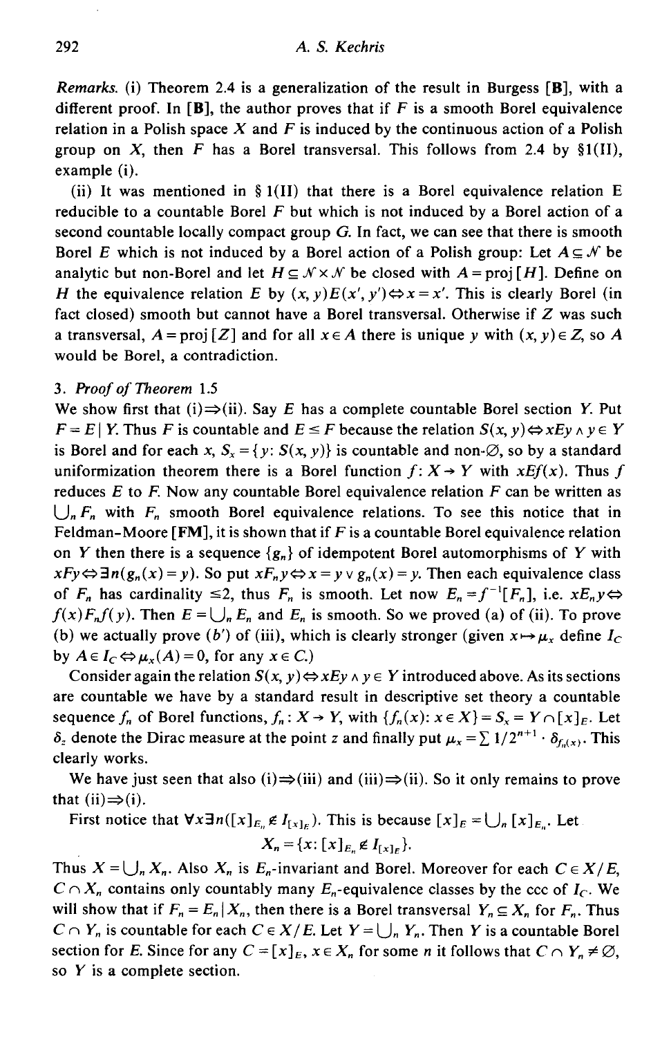*Remarks.* (i) Theorem 2.4 is a generalization of the result in Burgess **[B]**, with a different proof. In **[B]**, the author proves that if $F$ is a smooth Borel equivalence relation in a Polish space $X$ and $F$ is induced by the continuous action of a Polish group on $X$, then $F$ has a Borel transversal. This follows from 2.4 by §1(II), example (i).

(ii) It was mentioned in § 1(II) that there is a Borel equivalence relation E reducible to a countable Borel $F$ but which is not induced by a Borel action of a second countable locally compact group $G$. In fact, we can see that there is smooth Borel $E$ which is not induced by a Borel action of a Polish group: Let $A \subseteq \mathcal{N}$ be analytic but non-Borel and let $H \subseteq \mathcal{N} \times \mathcal{N}$ be closed with $A = \text{proj}[H]$. Define on $H$ the equivalence relation $E$ by $(x, y)E(x', y') \Leftrightarrow x = x'$. This is clearly Borel (in fact closed) smooth but cannot have a Borel transversal. Otherwise if $Z$ was such a transversal, $A = \text{proj}[Z]$ and for all $x \in A$ there is unique $y$ with $(x, y) \in Z$, so $A$ would be Borel, a contradiction.

## 3. *Proof of Theorem* 1.5

We show first that (i)$\Rightarrow$(ii). Say $E$ has a complete countable Borel section $Y$. Put $F = E \mid Y$. Thus $F$ is countable and $E \leq F$ because the relation $S(x, y) \Leftrightarrow xEy \wedge y \in Y$ is Borel and for each $x$, $S_x = \{y : S(x, y)\}$ is countable and non-$\emptyset$, so by a standard uniformization theorem there is a Borel function $f: X \to Y$ with $xEf(x)$. Thus $f$ reduces $E$ to $F$. Now any countable Borel equivalence relation $F$ can be written as $\bigcup_n F_n$ with $F_n$ smooth Borel equivalence relations. To see this notice that in Feldman-Moore **[FM]**, it is shown that if $F$ is a countable Borel equivalence relation on $Y$ then there is a sequence $\{g_n\}$ of idempotent Borel automorphisms of $Y$ with $xFy \Leftrightarrow \exists n(g_n(x) = y)$. So put $xF_ny \Leftrightarrow x = y \vee g_n(x) = y$. Then each equivalence class of $F_n$ has cardinality $\leq 2$, thus $F_n$ is smooth. Let now $E_n = f^{-1}[F_n]$, i.e. $xE_ny \Leftrightarrow f(x)F_nf(y)$. Then $E = \bigcup_n E_n$ and $E_n$ is smooth. So we proved (a) of (ii). To prove (b) we actually prove (b′) of (iii), which is clearly stronger (given $x \mapsto \mu_x$ define $I_C$ by $A \in I_C \Leftrightarrow \mu_x(A) = 0$, for any $x \in C$.)

Consider again the relation $S(x, y) \Leftrightarrow xEy \wedge y \in Y$ introduced above. As its sections are countable we have by a standard result in descriptive set theory a countable sequence $f_n$ of Borel functions, $f_n : X \to Y$, with $\{f_n(x) : x \in X\} = S_x = Y \cap [x]_E$. Let $\delta_z$ denote the Dirac measure at the point $z$ and finally put $\mu_x = \sum 1/2^{n+1} \cdot \delta_{f_n(x)}$. This clearly works.

We have just seen that also (i)$\Rightarrow$(iii) and (iii)$\Rightarrow$(ii). So it only remains to prove that (ii)$\Rightarrow$(i).

First notice that $\forall x \exists n([x]_{E_n} \notin I_{[x]_E})$. This is because $[x]_E = \bigcup_n [x]_{E_n}$. Let

$$X_n = \{x : [x]_{E_n} \notin I_{[x]_E}\}.$$

Thus $X = \bigcup_n X_n$. Also $X_n$ is $E_n$-invariant and Borel. Moreover for each $C \in X/E$, $C \cap X_n$ contains only countably many $E_n$-equivalence classes by the ccc of $I_C$. We will show that if $F_n = E_n \mid X_n$, then there is a Borel transversal $Y_n \subseteq X_n$ for $F_n$. Thus $C \cap Y_n$ is countable for each $C \in X/E$. Let $Y = \bigcup_n Y_n$. Then $Y$ is a countable Borel section for $E$. Since for any $C = [x]_E$, $x \in X_n$ for some $n$ it follows that $C \cap Y_n \neq \emptyset$, so $Y$ is a complete section.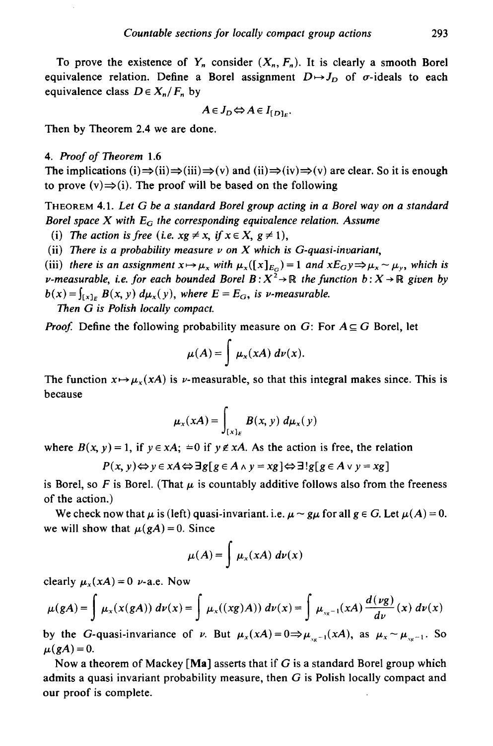To prove the existence of $Y_n$ consider $(X_n, F_n)$. It is clearly a smooth Borel equivalence relation. Define a Borel assignment $D \mapsto J_D$ of $\sigma$-ideals to each equivalence class $D \in X_n/F_n$ by

$$A \in J_D \Leftrightarrow A \in I_{[D]_E}.$$

Then by Theorem 2.4 we are done.

## 4. *Proof of Theorem* 1.6

The implications (i)⇒(ii)⇒(iii)⇒(v) and (ii)⇒(iv)⇒(v) are clear. So it is enough to prove (v)⇒(i). The proof will be based on the following

THEOREM 4.1. *Let $G$ be a standard Borel group acting in a Borel way on a standard Borel space $X$ with $E_G$ the corresponding equivalence relation. Assume*

(i) *The action is free (i.e. $xg \neq x$, if $x \in X$, $g \neq 1$),*

(ii) *There is a probability measure $\nu$ on $X$ which is $G$-quasi-invariant,*

(iii) *there is an assignment $x \mapsto \mu_x$ with $\mu_x([x]_{E_G}) = 1$ and $xE_Gy \Rightarrow \mu_x \sim \mu_y$, which is $\nu$-measurable, i.e. for each bounded Borel $B: X^2 \to \mathbb{R}$ the function $b: X \to \mathbb{R}$ given by $b(x) = \int_{[x]_E} B(x, y)\, d\mu_x(y)$, where $E = E_G$, is $\nu$-measurable.*

*Then $G$ is Polish locally compact.*

*Proof.* Define the following probability measure on $G$: For $A \subseteq G$ Borel, let

$$\mu(A) = \int \mu_x(xA)\, d\nu(x).$$

The function $x \mapsto \mu_x(xA)$ is $\nu$-measurable, so that this integral makes since. This is because

$$\mu_x(xA) = \int_{[x]_E} B(x, y)\, d\mu_x(y)$$

where $B(x, y) = 1$, if $y \in xA$; $=0$ if $y \notin xA$. As the action is free, the relation

$$P(x, y) \Leftrightarrow y \in xA \Leftrightarrow \exists g[g \in A \wedge y = xg] \Leftrightarrow \exists! g[g \in A \vee y = xg]$$

is Borel, so $F$ is Borel. (That $\mu$ is countably additive follows also from the freeness of the action.)

We check now that $\mu$ is (left) quasi-invariant. i.e. $\mu \sim g\mu$ for all $g \in G$. Let $\mu(A) = 0$. we will show that $\mu(gA) = 0$. Since

$$\mu(A) = \int \mu_x(xA)\, d\nu(x)$$

clearly $\mu_x(xA) = 0$ $\nu$-a.e. Now

$$\mu(gA) = \int \mu_x(x(gA))\, d\nu(x) = \int \mu_x((xg)A))\, d\nu(x) = \int \mu_{xg^{-1}}(xA) \frac{d(\nu g)}{d\nu}(x)\, d\nu(x)$$

by the $G$-quasi-invariance of $\nu$. But $\mu_x(xA) = 0 \Rightarrow \mu_{xg^{-1}}(xA)$, as $\mu_x \sim \mu_{xg^{-1}}$. So $\mu(gA) = 0$.

Now a theorem of Mackey [**Ma**] asserts that if $G$ is a standard Borel group which admits a quasi invariant probability measure, then $G$ is Polish locally compact and our proof is complete.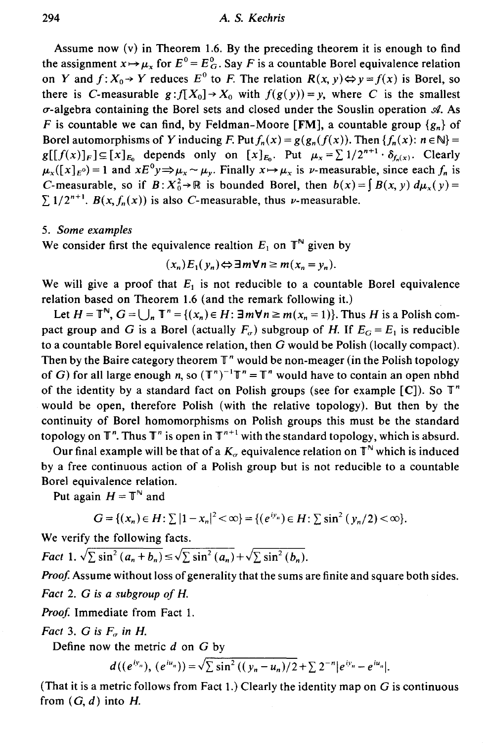Assume now (v) in Theorem 1.6. By the preceding theorem it is enough to find the assignment $x \mapsto \mu_x$ for $E^0 = E^0_G$. Say $F$ is a countable Borel equivalence relation on $Y$ and $f: X_0 \to Y$ reduces $E^0$ to $F$. The relation $R(x,y) \Leftrightarrow y = f(x)$ is Borel, so there is $C$-measurable $g: f[X_0] \to X_0$ with $f(g(y)) = y$, where $C$ is the smallest $\sigma$-algebra containing the Borel sets and closed under the Souslin operation $\mathcal{A}$. As $F$ is countable we can find, by Feldman-Moore [FM], a countable group $\{g_n\}$ of Borel automorphisms of $Y$ inducing $F$. Put $f_n(x) = g(g_n(f(x)))$. Then $\{f_n(x): n \in \mathbb{N}\} = g[[f(x)]_F] \subseteq [x]_{E_0}$ depends only on $[x]_{E_0}$. Put $\mu_x = \sum 1/2^{n+1} \cdot \delta_{f_n(x)}$. Clearly $\mu_x([x]_{E^0}) = 1$ and $xE^0y \Rightarrow \mu_x \sim \mu_y$. Finally $x \mapsto \mu_x$ is $\nu$-measurable, since each $f_n$ is $C$-measurable, so if $B: X_0^2 \to \mathbb{R}$ is bounded Borel, then $b(x) = \int B(x,y)\, d\mu_x(y) = \sum 1/2^{n+1} \cdot B(x, f_n(x))$ is also $C$-measurable, thus $\nu$-measurable.

## 5. *Some examples*

We consider first the equivalence realtion $E_1$ on $\mathbb{T}^{\mathbb{N}}$ given by

$$(x_n) E_1 (y_n) \Leftrightarrow \exists m \forall n \geq m (x_n = y_n).$$

We will give a proof that $E_1$ is not reducible to a countable Borel equivalence relation based on Theorem 1.6 (and the remark following it.)

Let $H = \mathbb{T}^{\mathbb{N}}$, $G = \bigcup_n \mathbb{T}^n = \{(x_n) \in H: \exists m \forall n \geq m (x_n = 1)\}$. Thus $H$ is a Polish compact group and $G$ is a Borel (actually $F_\sigma$) subgroup of $H$. If $E_G = E_1$ is reducible to a countable Borel equivalence relation, then $G$ would be Polish (locally compact). Then by the Baire category theorem $\mathbb{T}^n$ would be non-meager (in the Polish topology of $G$) for all large enough $n$, so $(\mathbb{T}^n)^{-1}\mathbb{T}^n = \mathbb{T}^n$ would have to contain an open nbhd of the identity by a standard fact on Polish groups (see for example [C]). So $\mathbb{T}^n$ would be open, therefore Polish (with the relative topology). But then by the continuity of Borel homomorphisms on Polish groups this must be the standard topology on $\mathbb{T}^n$. Thus $\mathbb{T}^n$ is open in $\mathbb{T}^{n+1}$ with the standard topology, which is absurd.

Our final example will be that of a $K_\sigma$ equivalence relation on $\mathbb{T}^{\mathbb{N}}$ which is induced by a free continuous action of a Polish group but is not reducible to a countable Borel equivalence relation.

Put again $H = \mathbb{T}^{\mathbb{N}}$ and

$$G = \{(x_n) \in H: \textstyle\sum |1 - x_n|^2 < \infty\} = \{(e^{iy_n}) \in H: \sum \sin^2(y_n/2) < \infty\}.$$

We verify the following facts.

*Fact* 1. $\sqrt{\sum \sin^2(a_n + b_n)} \leq \sqrt{\sum \sin^2(a_n)} + \sqrt{\sum \sin^2(b_n)}$.

*Proof.* Assume without loss of generality that the sums are finite and square both sides.

*Fact* 2. *$G$ is a subgroup of $H$.*

*Proof.* Immediate from Fact 1.

*Fact* 3. *$G$ is $F_\sigma$ in $H$.*

Define now the metric $d$ on $G$ by

$$d((e^{iy_n}), (e^{iu_n})) = \sqrt{\textstyle\sum \sin^2((y_n - u_n)/2} + \sum 2^{-n}|e^{iy_n} - e^{iu_n}|.$$

(That it is a metric follows from Fact 1.) Clearly the identity map on $G$ is continuous from $(G, d)$ into $H$.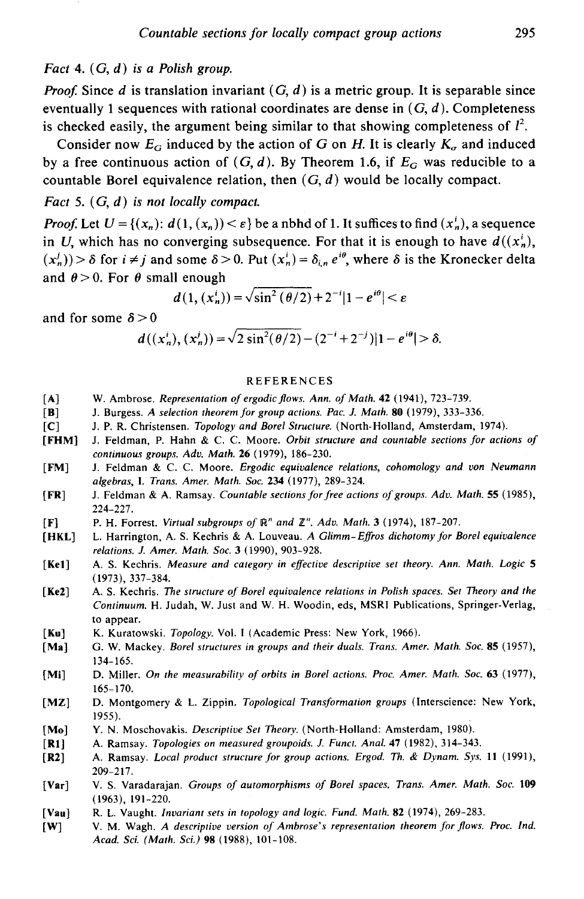*Fact* 4. *$(G, d)$ is a Polish group.*

*Proof.* Since $d$ is translation invariant $(G, d)$ is a metric group. It is separable since eventually 1 sequences with rational coordinates are dense in $(G, d)$. Completeness is checked easily, the argument being similar to that showing completeness of $l^2$.

Consider now $E_G$ induced by the action of $G$ on $H$. It is clearly $K_\sigma$ and induced by a free continuous action of $(G, d)$. By Theorem 1.6, if $E_G$ was reducible to a countable Borel equivalence relation, then $(G, d)$ would be locally compact.

*Fact* 5. *$(G, d)$ is not locally compact.*

*Proof.* Let $U = \{(x_n): d(1, (x_n)) < \varepsilon\}$ be a nbhd of 1. It suffices to find $(x_n^i)$, a sequence in $U$, which has no converging subsequence. For that it is enough to have $d((x_n^i), (x_n^j)) > \delta$ for $i \neq j$ and some $\delta > 0$. Put $(x_n^i) = \delta_{i,n} e^{i\theta}$, where $\delta$ is the Kronecker delta and $\theta > 0$. For $\theta$ small enough

$$d(1, (x_n^i)) = \sqrt{\sin^2(\theta/2)} + 2^{-i}|1 - e^{i\theta}| < \varepsilon$$

and for some $\delta > 0$

$$d((x_n^i), (x_n^j)) = \sqrt{2\sin^2(\theta/2)} - (2^{-i} + 2^{-j})|1 - e^{i\theta}| > \delta.$$

## REFERENCES

[A] W. Ambrose. *Representation of ergodic flows. Ann. of Math.* **42** (1941), 723-739.

[B] J. Burgess. *A selection theorem for group actions. Pac. J. Math.* **80** (1979), 333-336.

[C] J. P. R. Christensen. *Topology and Borel Structure.* (North-Holland, Amsterdam, 1974).

[FHM] J. Feldman, P. Hahn & C. C. Moore. *Orbit structure and countable sections for actions of continuous groups. Adv. Math.* **26** (1979), 186-230.

[FM] J. Feldman & C. C. Moore. *Ergodic equivalence relations, cohomology and von Neumann algebras, I. Trans. Amer. Math. Soc.* **234** (1977), 289-324.

[FR] J. Feldman & A. Ramsay. *Countable sections for free actions of groups. Adv. Math.* **55** (1985), 224-227.

[F] P. H. Forrest. *Virtual subgroups of* $\mathbb{R}^n$ *and* $\mathbb{Z}^n$. *Adv. Math.* **3** (1974), 187-207.

[HKL] L. Harrington, A. S. Kechris & A. Louveau. *A Glimm–Effros dichotomy for Borel equivalence relations. J. Amer. Math. Soc.* **3** (1990), 903-928.

[Ke1] A. S. Kechris. *Measure and category in effective descriptive set theory. Ann. Math. Logic* **5** (1973), 337-384.

[Ke2] A. S. Kechris. *The structure of Borel equivalence relations in Polish spaces. Set Theory and the Continuum.* H. Judah, W. Just and W. H. Woodin, eds, MSRI Publications, Springer-Verlag, to appear.

[Ku] K. Kuratowski. *Topology.* Vol. I (Academic Press: New York, 1966).

[Ma] G. W. Mackey. *Borel structures in groups and their duals. Trans. Amer. Math. Soc.* **85** (1957), 134-165.

[Mi] D. Miller. *On the measurability of orbits in Borel actions. Proc. Amer. Math. Soc.* **63** (1977), 165-170.

[MZ] D. Montgomery & L. Zippin. *Topological Transformation groups* (Interscience: New York, 1955).

[Mo] Y. N. Moschovakis. *Descriptive Set Theory.* (North-Holland: Amsterdam, 1980).

[R1] A. Ramsay. *Topologies on measured groupoids. J. Funct. Anal.* **47** (1982), 314-343.

[R2] A. Ramsay. *Local product structure for group actions. Ergod. Th. & Dynam. Sys.* **11** (1991), 209-217.

[Var] V. S. Varadarajan. *Groups of automorphisms of Borel spaces. Trans. Amer. Math. Soc.* **109** (1963), 191-220.

[Vau] R. L. Vaught. *Invariant sets in topology and logic. Fund. Math.* **82** (1974), 269-283.

[W] V. M. Wagh. *A descriptive version of Ambrose's representation theorem for flows. Proc. Ind. Acad. Sci. (Math. Sci.)* **98** (1988), 101-108.